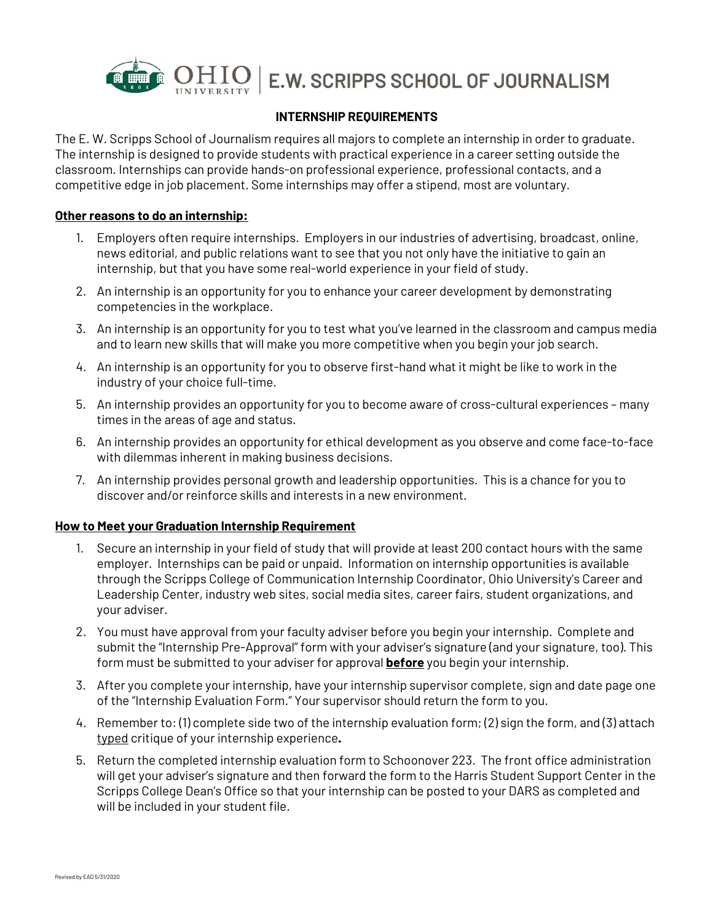# OHIO UNIVERSITY | E.W. SCRIPPS SCHOOL OF JOURNALISM

## INTERNSHIP REQUIREMENTS

The E. W. Scripps School of Journalism requires all majors to complete an internship in order to graduate. The internship is designed to provide students with practical experience in a career setting outside the classroom. Internships can provide hands-on professional experience, professional contacts, and a competitive edge in job placement. Some internships may offer a stipend, most are voluntary.

**Other reasons to do an internship:**

1. Employers often require internships. Employers in our industries of advertising, broadcast, online, news editorial, and public relations want to see that you not only have the initiative to gain an internship, but that you have some real-world experience in your field of study.
2. An internship is an opportunity for you to enhance your career development by demonstrating competencies in the workplace.
3. An internship is an opportunity for you to test what you've learned in the classroom and campus media and to learn new skills that will make you more competitive when you begin your job search.
4. An internship is an opportunity for you to observe first-hand what it might be like to work in the industry of your choice full-time.
5. An internship provides an opportunity for you to become aware of cross-cultural experiences – many times in the areas of age and status.
6. An internship provides an opportunity for ethical development as you observe and come face-to-face with dilemmas inherent in making business decisions.
7. An internship provides personal growth and leadership opportunities. This is a chance for you to discover and/or reinforce skills and interests in a new environment.

**How to Meet your Graduation Internship Requirement**

1. Secure an internship in your field of study that will provide at least 200 contact hours with the same employer. Internships can be paid or unpaid. Information on internship opportunities is available through the Scripps College of Communication Internship Coordinator, Ohio University's Career and Leadership Center, industry web sites, social media sites, career fairs, student organizations, and your adviser.
2. You must have approval from your faculty adviser before you begin your internship. Complete and submit the "Internship Pre-Approval" form with your adviser's signature (and your signature, too). This form must be submitted to your adviser for approval **before** you begin your internship.
3. After you complete your internship, have your internship supervisor complete, sign and date page one of the "Internship Evaluation Form." Your supervisor should return the form to you.
4. Remember to: (1) complete side two of the internship evaluation form; (2) sign the form, and (3) attach typed critique of your internship experience**.**
5. Return the completed internship evaluation form to Schoonover 223. The front office administration will get your adviser's signature and then forward the form to the Harris Student Support Center in the Scripps College Dean's Office so that your internship can be posted to your DARS as completed and will be included in your student file.

Revised by EAD 5/31/2020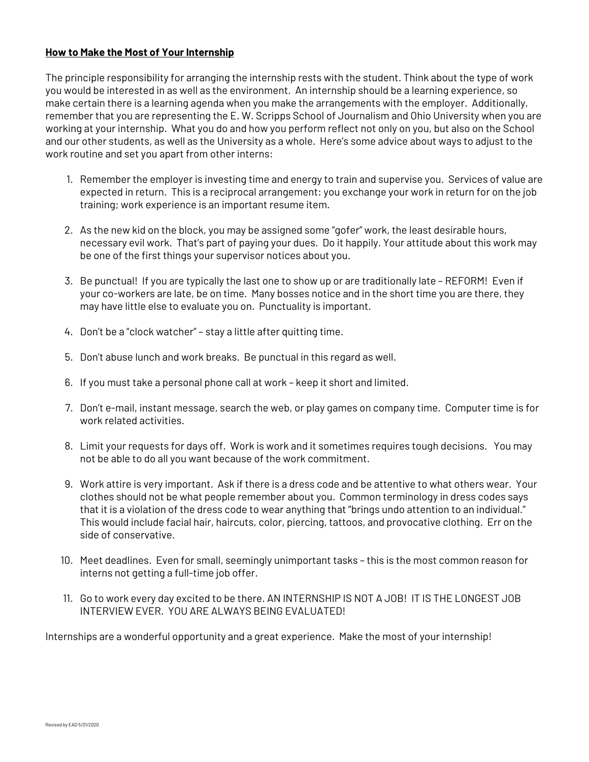**How to Make the Most of Your Internship**

The principle responsibility for arranging the internship rests with the student. Think about the type of work you would be interested in as well as the environment. An internship should be a learning experience, so make certain there is a learning agenda when you make the arrangements with the employer. Additionally, remember that you are representing the E. W. Scripps School of Journalism and Ohio University when you are working at your internship. What you do and how you perform reflect not only on you, but also on the School and our other students, as well as the University as a whole. Here's some advice about ways to adjust to the work routine and set you apart from other interns:

1. Remember the employer is investing time and energy to train and supervise you. Services of value are expected in return. This is a reciprocal arrangement: you exchange your work in return for on the job training; work experience is an important resume item.

2. As the new kid on the block, you may be assigned some "gofer" work, the least desirable hours, necessary evil work. That's part of paying your dues. Do it happily. Your attitude about this work may be one of the first things your supervisor notices about you.

3. Be punctual! If you are typically the last one to show up or are traditionally late – REFORM! Even if your co-workers are late, be on time. Many bosses notice and in the short time you are there, they may have little else to evaluate you on. Punctuality is important.

4. Don't be a "clock watcher" – stay a little after quitting time.

5. Don't abuse lunch and work breaks. Be punctual in this regard as well.

6. If you must take a personal phone call at work – keep it short and limited.

7. Don't e-mail, instant message, search the web, or play games on company time. Computer time is for work related activities.

8. Limit your requests for days off. Work is work and it sometimes requires tough decisions. You may not be able to do all you want because of the work commitment.

9. Work attire is very important. Ask if there is a dress code and be attentive to what others wear. Your clothes should not be what people remember about you. Common terminology in dress codes says that it is a violation of the dress code to wear anything that "brings undo attention to an individual." This would include facial hair, haircuts, color, piercing, tattoos, and provocative clothing. Err on the side of conservative.

10. Meet deadlines. Even for small, seemingly unimportant tasks – this is the most common reason for interns not getting a full-time job offer.

11. Go to work every day excited to be there. AN INTERNSHIP IS NOT A JOB! IT IS THE LONGEST JOB INTERVIEW EVER. YOU ARE ALWAYS BEING EVALUATED!

Internships are a wonderful opportunity and a great experience. Make the most of your internship!

Revised by EAD 5/31/2020